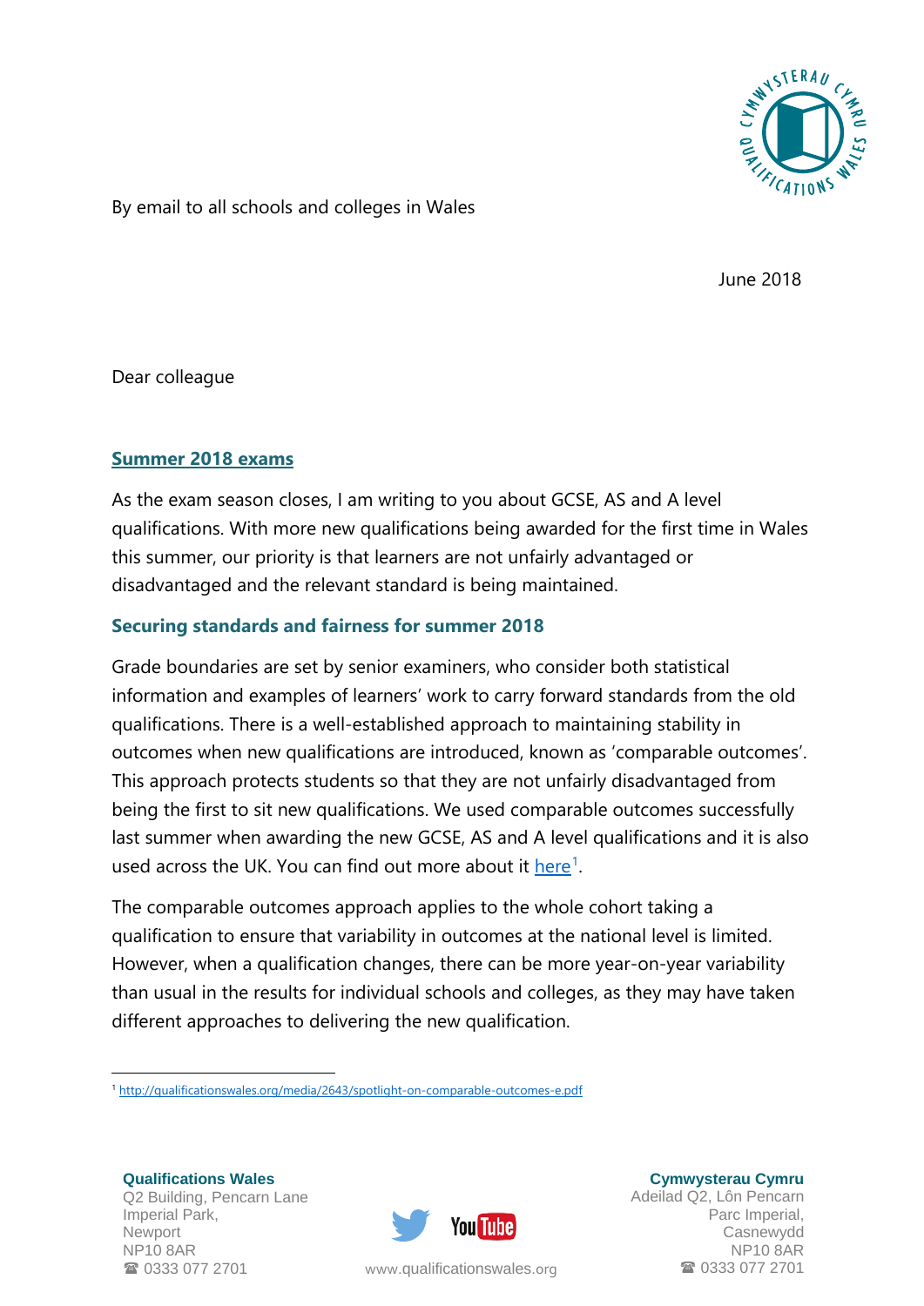By email to all schools and colleges in Wales

June 2018

Dear colleague

## Summer 2018 exams

As the exam season closes, I am writing to you about GCSE, AS and A level qualifications. With more new qualifications being awarded for the first time in Wales this summer, our priority is that learners are not unfairly advantaged or disadvantaged and the relevant standard is being maintained.

### Securing standards and fairness for summer 2018

Grade boundaries are set by senior examiners, who consider both statistical information and examples of learners' work to carry forward standards from the old qualifications. There is a well-established approach to maintaining stability in outcomes when new qualifications are introduced, known as 'comparable outcomes'. This approach protects students so that they are not unfairly disadvantaged from being the first to sit new qualifications. We used comparable outcomes successfully last summer when awarding the new GCSE, AS and A level qualifications and it is also used across the UK. You can find out more about it here[1].

The comparable outcomes approach applies to the whole cohort taking a qualification to ensure that variability in outcomes at the national level is limited. However, when a qualification changes, there can be more year-on-year variability than usual in the results for individual schools and colleges, as they may have taken different approaches to delivering the new qualification.

[1] http://qualificationswales.org/media/2643/spotlight-on-comparable-outcomes-e.pdf

**Qualifications Wales**
Q2 Building, Pencarn Lane
Imperial Park,
Newport
NP10 8AR
☎ 0333 077 2701

www.qualificationswales.org

**Cymwysterau Cymru**
Adeilad Q2, Lôn Pencarn
Parc Imperial,
Casnewydd
NP10 8AR
☎ 0333 077 2701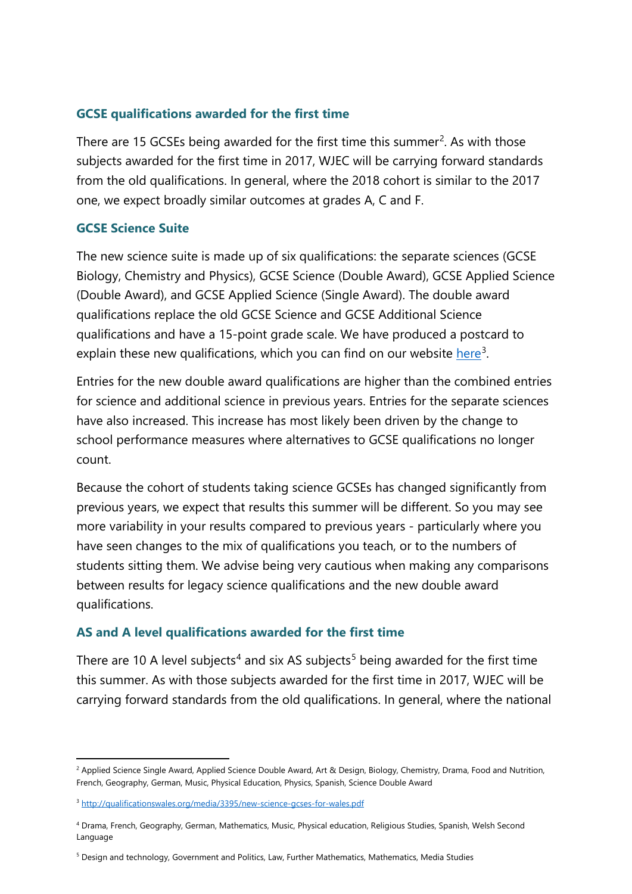### GCSE qualifications awarded for the first time

There are 15 GCSEs being awarded for the first time this summer[2]. As with those subjects awarded for the first time in 2017, WJEC will be carrying forward standards from the old qualifications. In general, where the 2018 cohort is similar to the 2017 one, we expect broadly similar outcomes at grades A, C and F.

### GCSE Science Suite

The new science suite is made up of six qualifications: the separate sciences (GCSE Biology, Chemistry and Physics), GCSE Science (Double Award), GCSE Applied Science (Double Award), and GCSE Applied Science (Single Award). The double award qualifications replace the old GCSE Science and GCSE Additional Science qualifications and have a 15-point grade scale. We have produced a postcard to explain these new qualifications, which you can find on our website [here](http://qualificationswales.org/media/3395/new-science-gcses-for-wales.pdf)[3].

Entries for the new double award qualifications are higher than the combined entries for science and additional science in previous years. Entries for the separate sciences have also increased. This increase has most likely been driven by the change to school performance measures where alternatives to GCSE qualifications no longer count.

Because the cohort of students taking science GCSEs has changed significantly from previous years, we expect that results this summer will be different. So you may see more variability in your results compared to previous years - particularly where you have seen changes to the mix of qualifications you teach, or to the numbers of students sitting them. We advise being very cautious when making any comparisons between results for legacy science qualifications and the new double award qualifications.

### AS and A level qualifications awarded for the first time

There are 10 A level subjects[4] and six AS subjects[5] being awarded for the first time this summer. As with those subjects awarded for the first time in 2017, WJEC will be carrying forward standards from the old qualifications. In general, where the national

---

[2] Applied Science Single Award, Applied Science Double Award, Art & Design, Biology, Chemistry, Drama, Food and Nutrition, French, Geography, German, Music, Physical Education, Physics, Spanish, Science Double Award

[3] http://qualificationswales.org/media/3395/new-science-gcses-for-wales.pdf

[4] Drama, French, Geography, German, Mathematics, Music, Physical education, Religious Studies, Spanish, Welsh Second Language

[5] Design and technology, Government and Politics, Law, Further Mathematics, Mathematics, Media Studies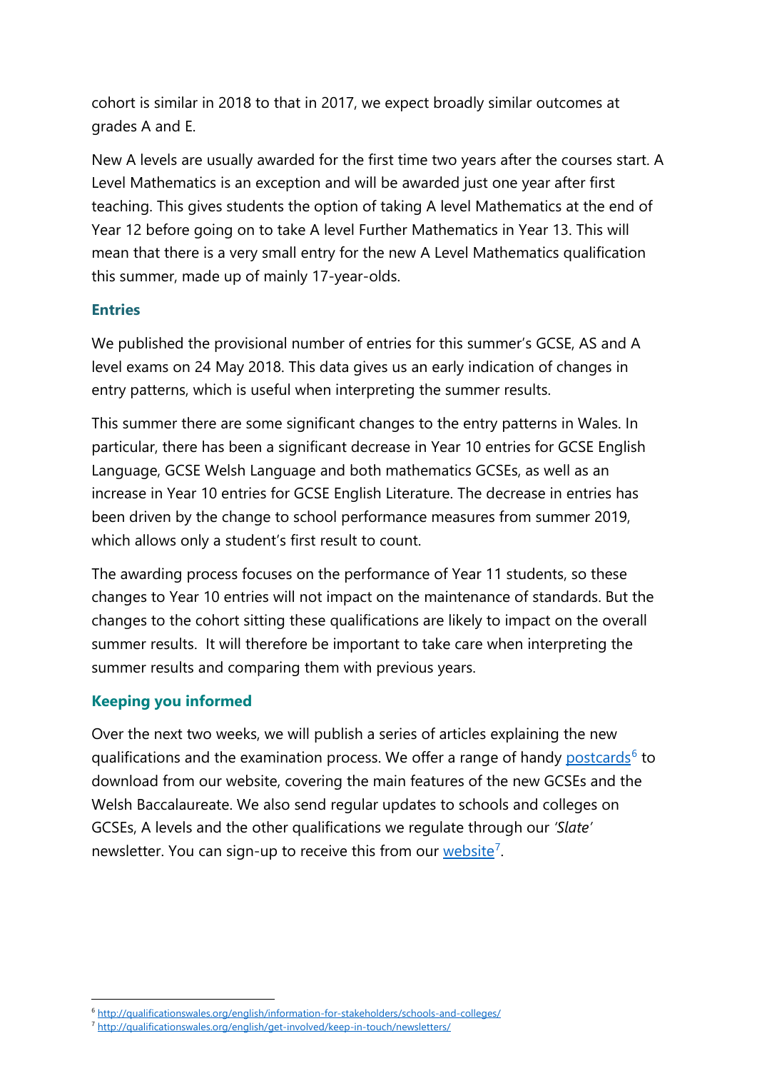cohort is similar in 2018 to that in 2017, we expect broadly similar outcomes at grades A and E.

New A levels are usually awarded for the first time two years after the courses start. A Level Mathematics is an exception and will be awarded just one year after first teaching. This gives students the option of taking A level Mathematics at the end of Year 12 before going on to take A level Further Mathematics in Year 13. This will mean that there is a very small entry for the new A Level Mathematics qualification this summer, made up of mainly 17-year-olds.

### Entries

We published the provisional number of entries for this summer's GCSE, AS and A level exams on 24 May 2018. This data gives us an early indication of changes in entry patterns, which is useful when interpreting the summer results.

This summer there are some significant changes to the entry patterns in Wales. In particular, there has been a significant decrease in Year 10 entries for GCSE English Language, GCSE Welsh Language and both mathematics GCSEs, as well as an increase in Year 10 entries for GCSE English Literature. The decrease in entries has been driven by the change to school performance measures from summer 2019, which allows only a student's first result to count.

The awarding process focuses on the performance of Year 11 students, so these changes to Year 10 entries will not impact on the maintenance of standards. But the changes to the cohort sitting these qualifications are likely to impact on the overall summer results. It will therefore be important to take care when interpreting the summer results and comparing them with previous years.

### Keeping you informed

Over the next two weeks, we will publish a series of articles explaining the new qualifications and the examination process. We offer a range of handy [postcards](http://qualificationswales.org/english/information-for-stakeholders/schools-and-colleges/)[6] to download from our website, covering the main features of the new GCSEs and the Welsh Baccalaureate. We also send regular updates to schools and colleges on GCSEs, A levels and the other qualifications we regulate through our *'Slate'* newsletter. You can sign-up to receive this from our [website](http://qualificationswales.org/english/get-involved/keep-in-touch/newsletters/)[7].

---

[6] http://qualificationswales.org/english/information-for-stakeholders/schools-and-colleges/

[7] http://qualificationswales.org/english/get-involved/keep-in-touch/newsletters/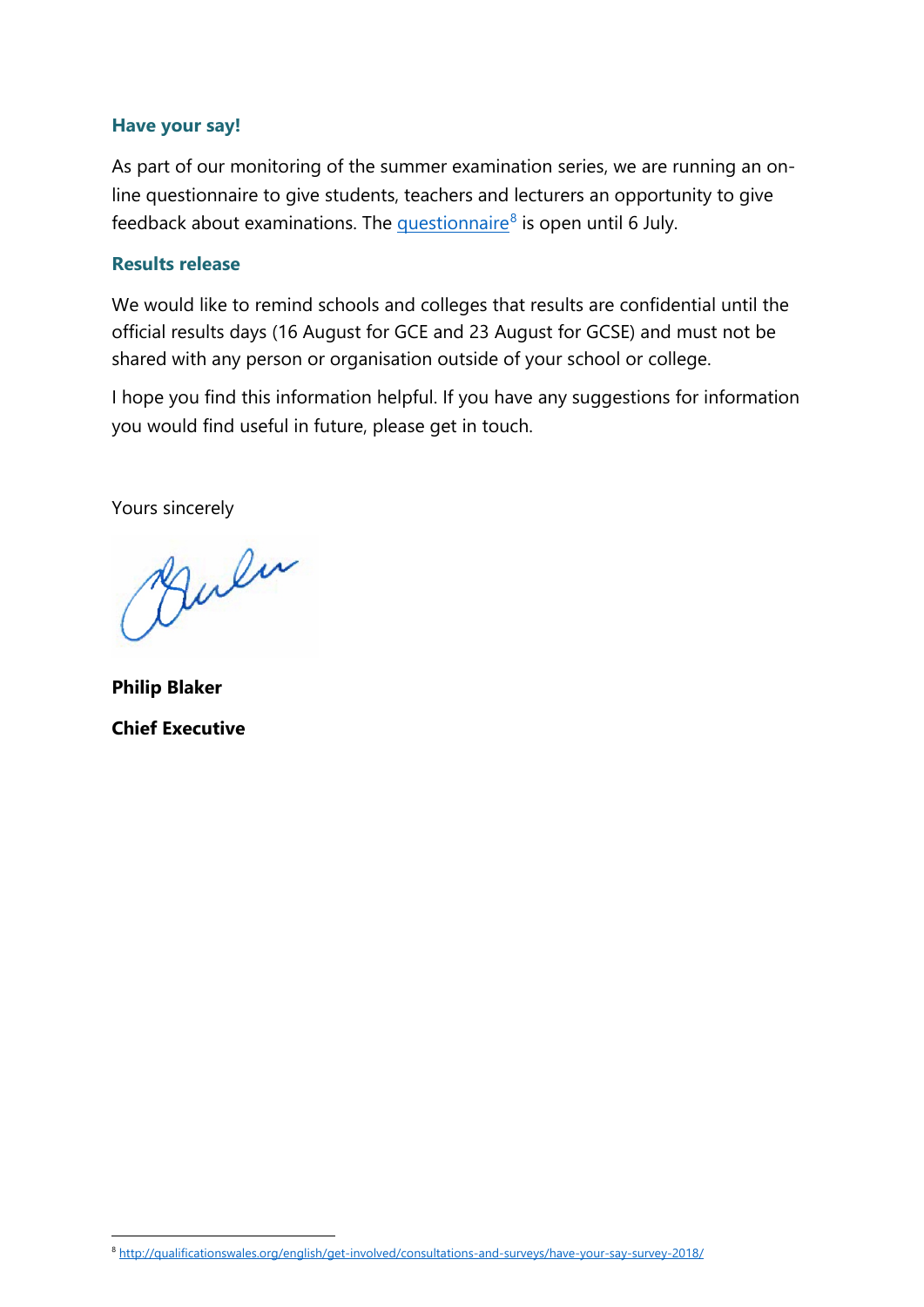### Have your say!

As part of our monitoring of the summer examination series, we are running an on-line questionnaire to give students, teachers and lecturers an opportunity to give feedback about examinations. The questionnaire[8] is open until 6 July.

### Results release

We would like to remind schools and colleges that results are confidential until the official results days (16 August for GCE and 23 August for GCSE) and must not be shared with any person or organisation outside of your school or college.

I hope you find this information helpful. If you have any suggestions for information you would find useful in future, please get in touch.

Yours sincerely

**Philip Blaker**

**Chief Executive**

---

[8] http://qualificationswales.org/english/get-involved/consultations-and-surveys/have-your-say-survey-2018/